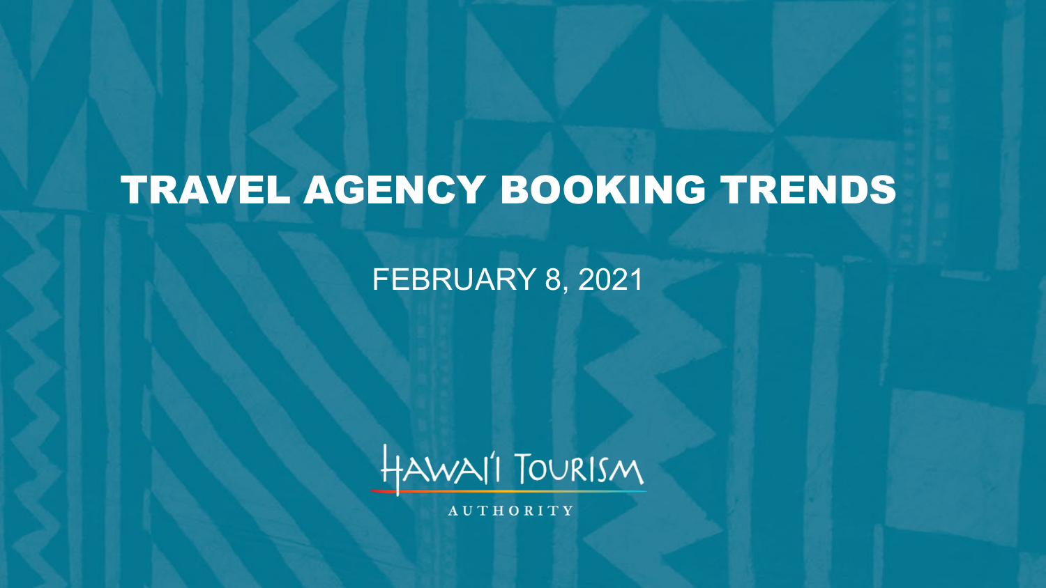# TRAVEL AGENCY BOOKING TRENDS

FEBRUARY 8, 2021

HAWAI'I TOURISM AUTHORITY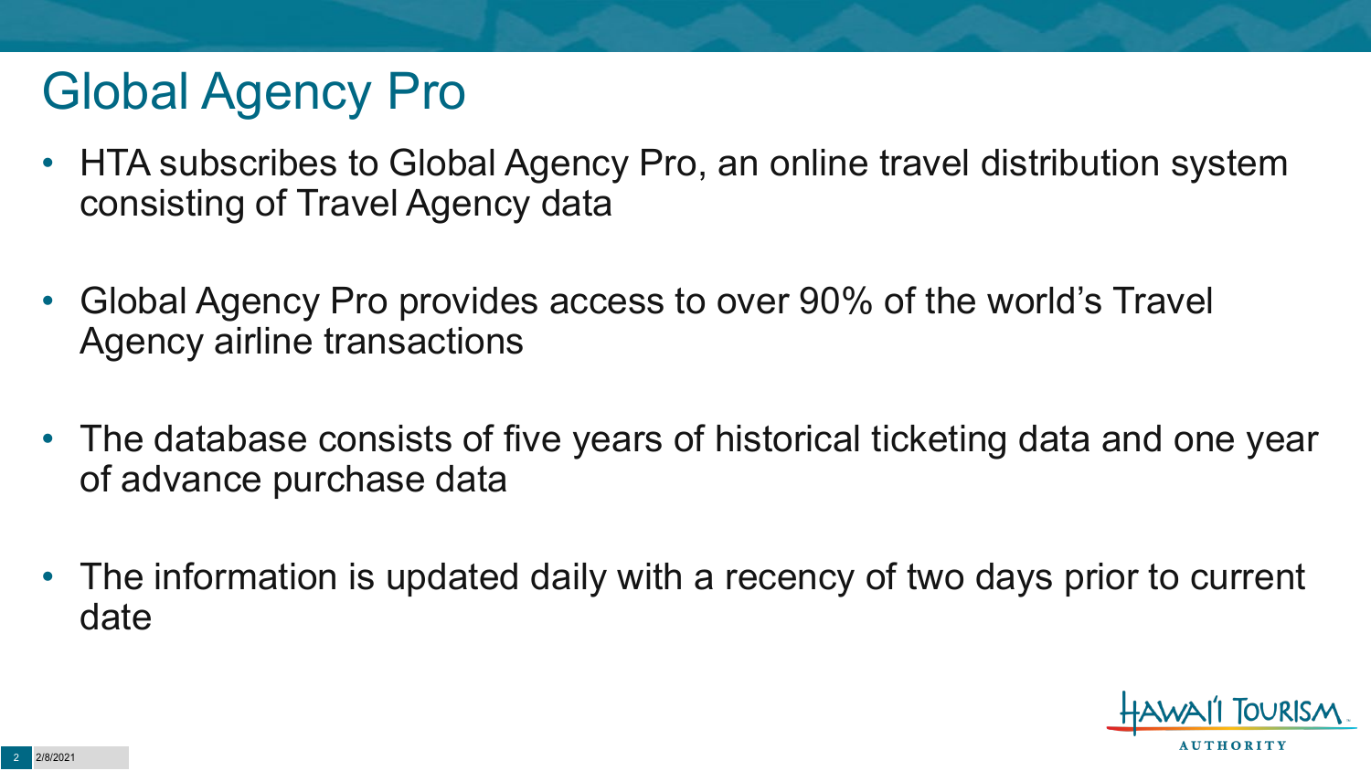# Global Agency Pro

- HTA subscribes to Global Agency Pro, an online travel distribution system consisting of Travel Agency data
- Global Agency Pro provides access to over 90% of the world's Travel Agency airline transactions
- The database consists of five years of historical ticketing data and one year of advance purchase data
- The information is updated daily with a recency of two days prior to current date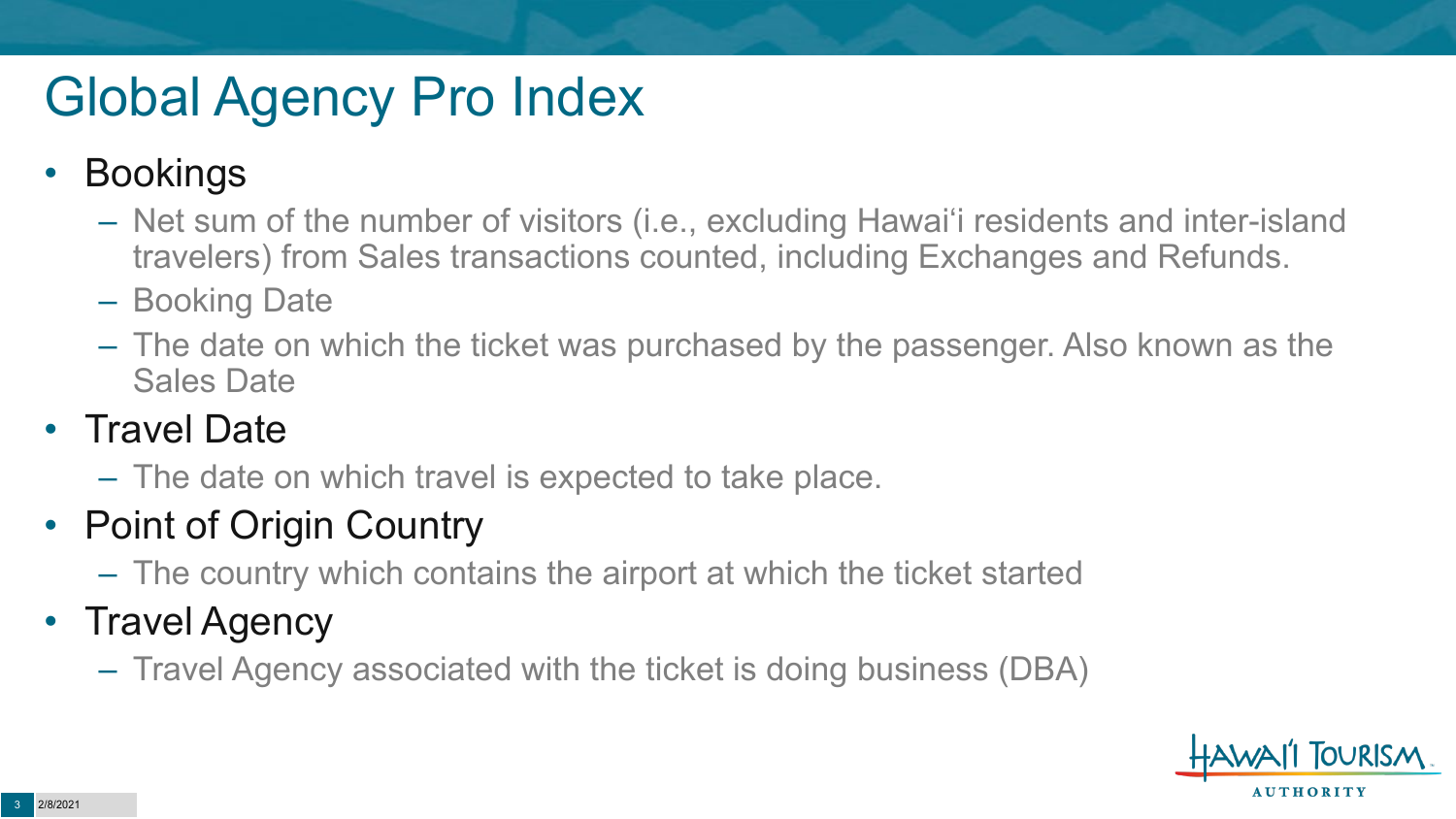# Global Agency Pro Index

- Bookings
  - Net sum of the number of visitors (i.e., excluding Hawai‘i residents and inter-island travelers) from Sales transactions counted, including Exchanges and Refunds.
  - Booking Date
  - The date on which the ticket was purchased by the passenger. Also known as the Sales Date
- Travel Date
  - The date on which travel is expected to take place.
- Point of Origin Country
  - The country which contains the airport at which the ticket started
- Travel Agency
  - Travel Agency associated with the ticket is doing business (DBA)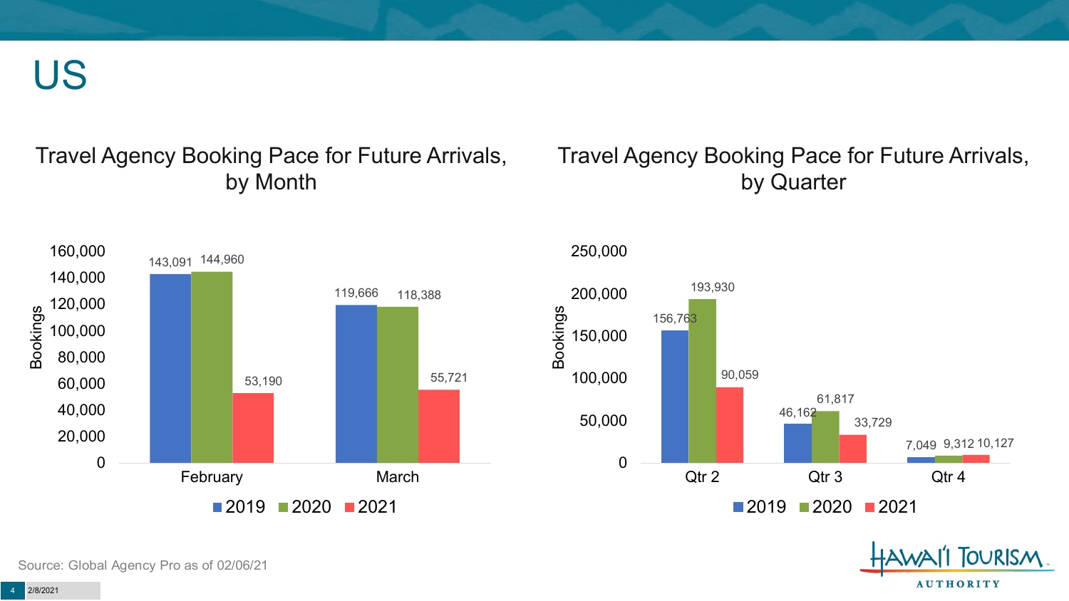# US

## Travel Agency Booking Pace for Future Arrivals, by Month

| Month | 2019 | 2020 | 2021 |
|---|---|---|---|
| February | 143,091 | 144,960 | 53,190 |
| March | 119,666 | 118,388 | 55,721 |

## Travel Agency Booking Pace for Future Arrivals, by Quarter

| Quarter | 2019 | 2020 | 2021 |
|---|---|---|---|
| Qtr 2 | 156,763 | 193,930 | 90,059 |
| Qtr 3 | 46,162 | 61,817 | 33,729 |
| Qtr 4 | 7,049 | 9,312 | 10,127 |

Source: Global Agency Pro as of 02/06/21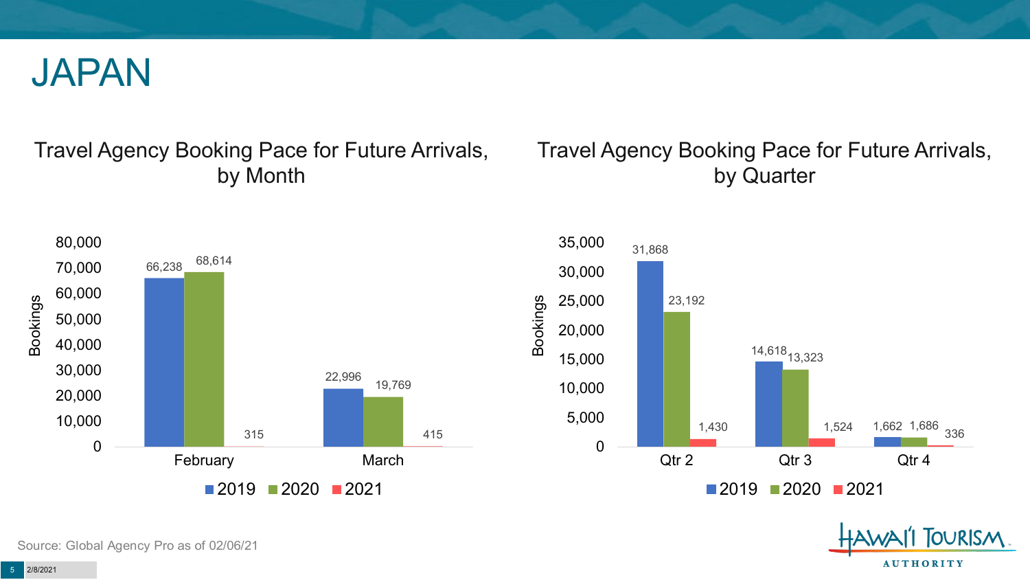# JAPAN

## Travel Agency Booking Pace for Future Arrivals, by Month

| Month | 2019 | 2020 | 2021 |
| --- | --- | --- | --- |
| February | 66,238 | 68,614 | 315 |
| March | 22,996 | 19,769 | 415 |

## Travel Agency Booking Pace for Future Arrivals, by Quarter

| Quarter | 2019 | 2020 | 2021 |
| --- | --- | --- | --- |
| Qtr 2 | 31,868 | 23,192 | 1,430 |
| Qtr 3 | 14,618 | 13,323 | 1,524 |
| Qtr 4 | 1,662 | 1,686 | 336 |

Source: Global Agency Pro as of 02/06/21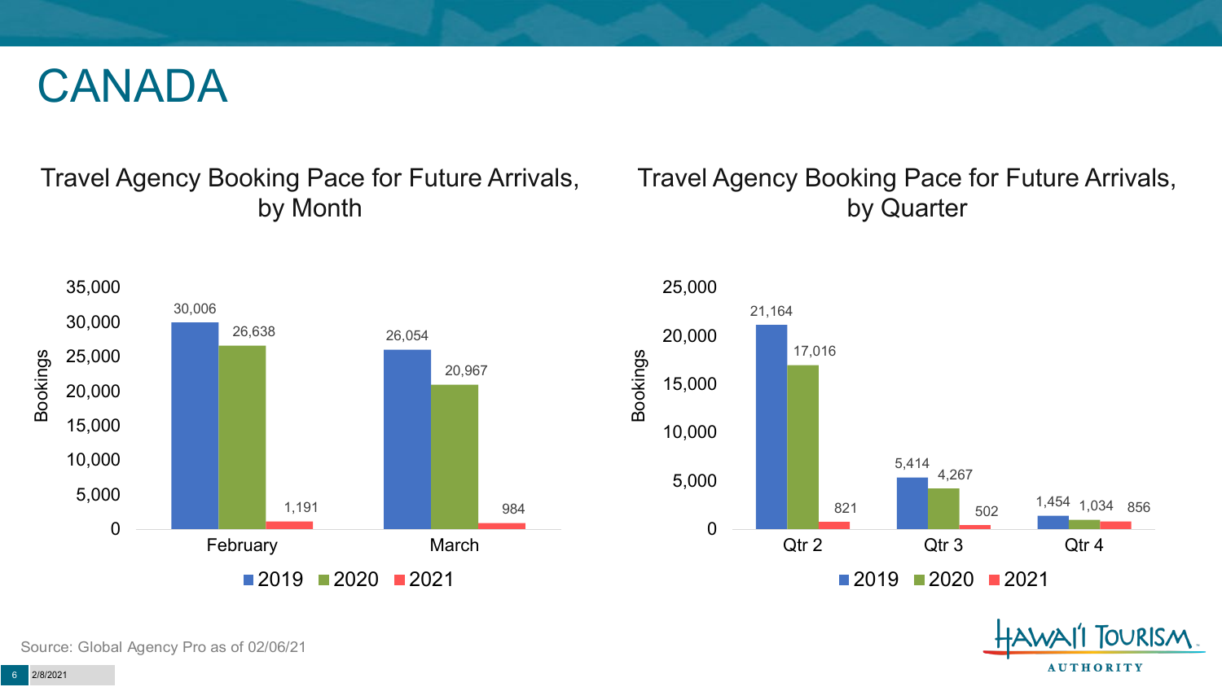# CANADA

## Travel Agency Booking Pace for Future Arrivals, by Month

| Month | 2019 | 2020 | 2021 |
|---|---|---|---|
| February | 30,006 | 26,638 | 1,191 |
| March | 26,054 | 20,967 | 984 |

## Travel Agency Booking Pace for Future Arrivals, by Quarter

| Quarter | 2019 | 2020 | 2021 |
|---|---|---|---|
| Qtr 2 | 21,164 | 17,016 | 821 |
| Qtr 3 | 5,414 | 4,267 | 502 |
| Qtr 4 | 1,454 | 1,034 | 856 |

Source: Global Agency Pro as of 02/06/21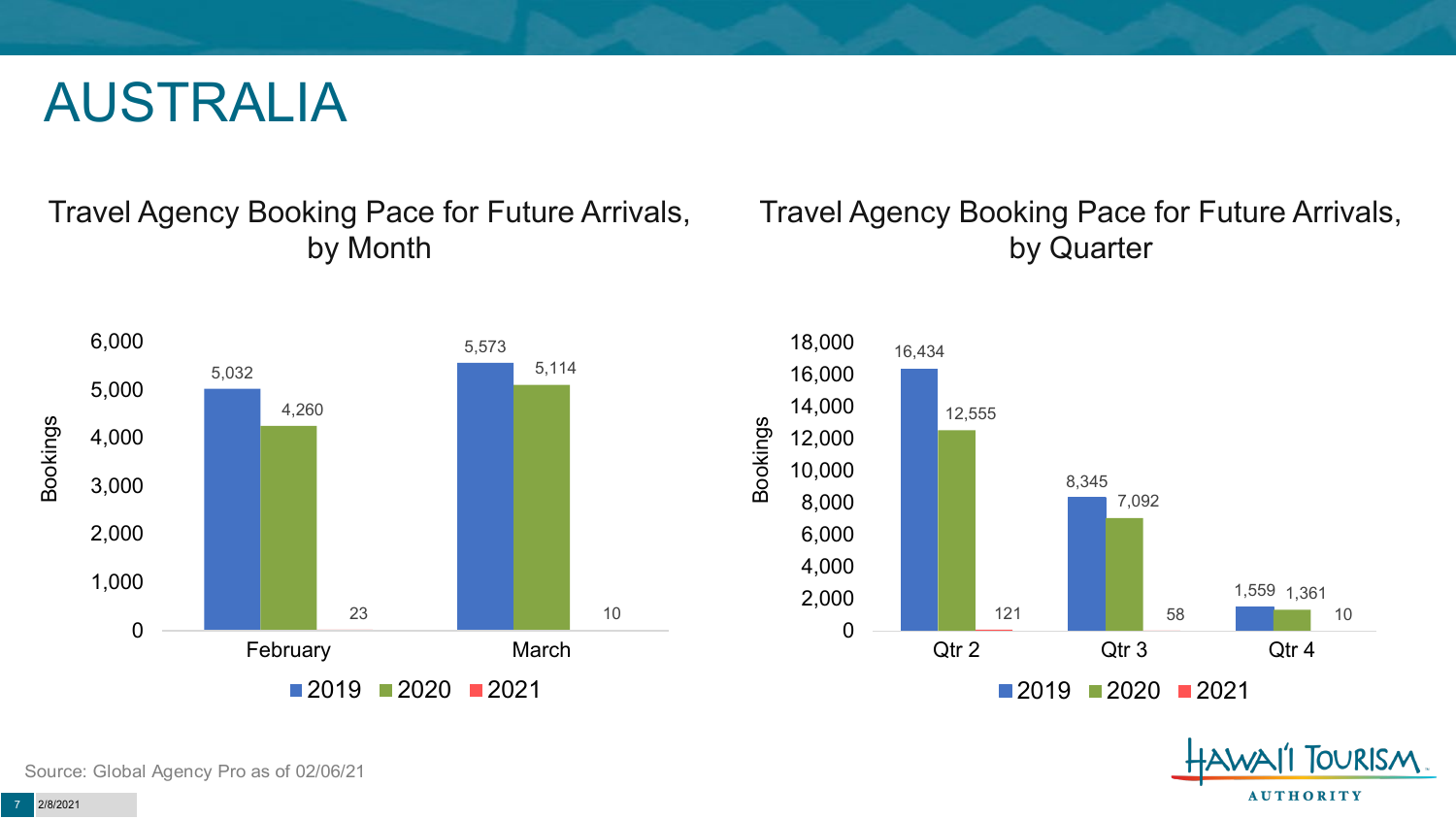# AUSTRALIA

## Travel Agency Booking Pace for Future Arrivals, by Month

| Month | 2019 | 2020 | 2021 |
|---|---|---|---|
| February | 5,032 | 4,260 | 23 |
| March | 5,573 | 5,114 | 10 |

## Travel Agency Booking Pace for Future Arrivals, by Quarter

| Quarter | 2019 | 2020 | 2021 |
|---|---|---|---|
| Qtr 2 | 16,434 | 12,555 | 121 |
| Qtr 3 | 8,345 | 7,092 | 58 |
| Qtr 4 | 1,559 | 1,361 | 10 |

Source: Global Agency Pro as of 02/06/21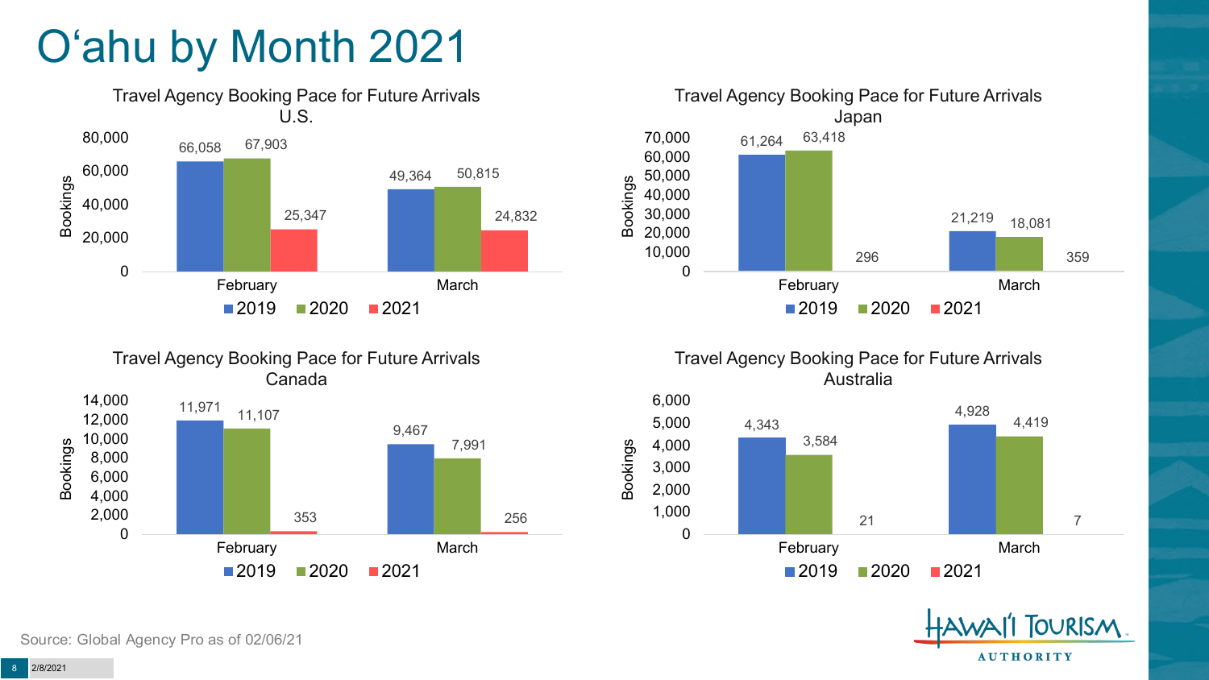# O'ahu by Month 2021

### Travel Agency Booking Pace for Future Arrivals U.S.

| Bookings | 2019 | 2020 | 2021 |
|---|---|---|---|
| February | 66,058 | 67,903 | 25,347 |
| March | 49,364 | 50,815 | 24,832 |

### Travel Agency Booking Pace for Future Arrivals Japan

| Bookings | 2019 | 2020 | 2021 |
|---|---|---|---|
| February | 61,264 | 63,418 | 296 |
| March | 21,219 | 18,081 | 359 |

### Travel Agency Booking Pace for Future Arrivals Canada

| Bookings | 2019 | 2020 | 2021 |
|---|---|---|---|
| February | 11,971 | 11,107 | 353 |
| March | 9,467 | 7,991 | 256 |

### Travel Agency Booking Pace for Future Arrivals Australia

| Bookings | 2019 | 2020 | 2021 |
|---|---|---|---|
| February | 4,343 | 3,584 | 21 |
| March | 4,928 | 4,419 | 7 |

Source: Global Agency Pro as of 02/06/21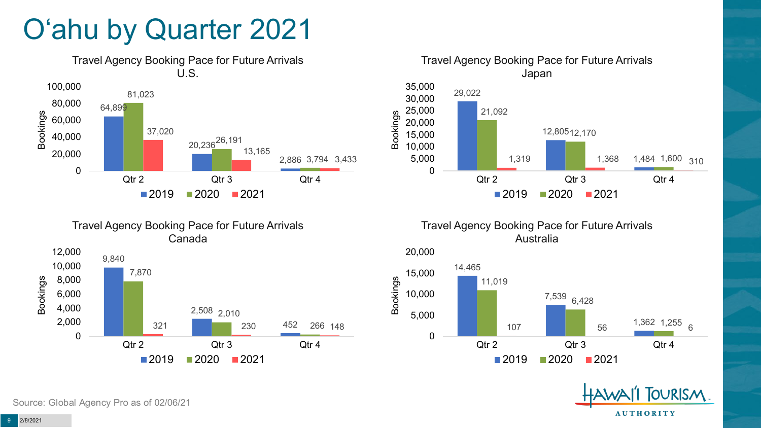# O'ahu by Quarter 2021

**Travel Agency Booking Pace for Future Arrivals U.S.**

| Bookings | 2019 | 2020 | 2021 |
|---|---|---|---|
| Qtr 2 | 64,899 | 81,023 | 37,020 |
| Qtr 3 | 20,236 | 26,191 | 13,165 |
| Qtr 4 | 2,886 | 3,794 | 3,433 |

**Travel Agency Booking Pace for Future Arrivals Japan**

| Bookings | 2019 | 2020 | 2021 |
|---|---|---|---|
| Qtr 2 | 29,022 | 21,092 | 1,319 |
| Qtr 3 | 12,805 | 12,170 | 1,368 |
| Qtr 4 | 1,484 | 1,600 | 310 |

**Travel Agency Booking Pace for Future Arrivals Canada**

| Bookings | 2019 | 2020 | 2021 |
|---|---|---|---|
| Qtr 2 | 9,840 | 7,870 | 321 |
| Qtr 3 | 2,508 | 2,010 | 230 |
| Qtr 4 | 452 | 266 | 148 |

**Travel Agency Booking Pace for Future Arrivals Australia**

| Bookings | 2019 | 2020 | 2021 |
|---|---|---|---|
| Qtr 2 | 14,465 | 11,019 | 107 |
| Qtr 3 | 7,539 | 6,428 | 56 |
| Qtr 4 | 1,362 | 1,255 | 6 |

Source: Global Agency Pro as of 02/06/21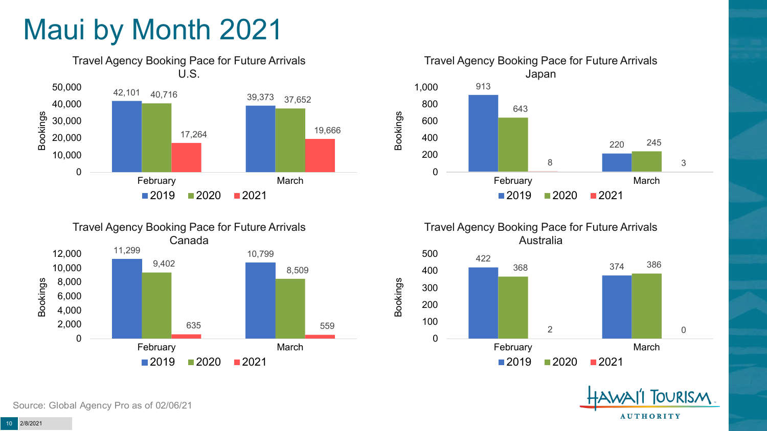# Maui by Month 2021

### Travel Agency Booking Pace for Future Arrivals U.S.

| Month | 2019 | 2020 | 2021 |
|---|---|---|---|
| February | 42,101 | 40,716 | 17,264 |
| March | 39,373 | 37,652 | 19,666 |

### Travel Agency Booking Pace for Future Arrivals Japan

| Month | 2019 | 2020 | 2021 |
|---|---|---|---|
| February | 913 | 643 | 8 |
| March | 220 | 245 | 3 |

### Travel Agency Booking Pace for Future Arrivals Canada

| Month | 2019 | 2020 | 2021 |
|---|---|---|---|
| February | 11,299 | 9,402 | 635 |
| March | 10,799 | 8,509 | 559 |

### Travel Agency Booking Pace for Future Arrivals Australia

| Month | 2019 | 2020 | 2021 |
|---|---|---|---|
| February | 422 | 368 | 2 |
| March | 374 | 386 | 0 |

Source: Global Agency Pro as of 02/06/21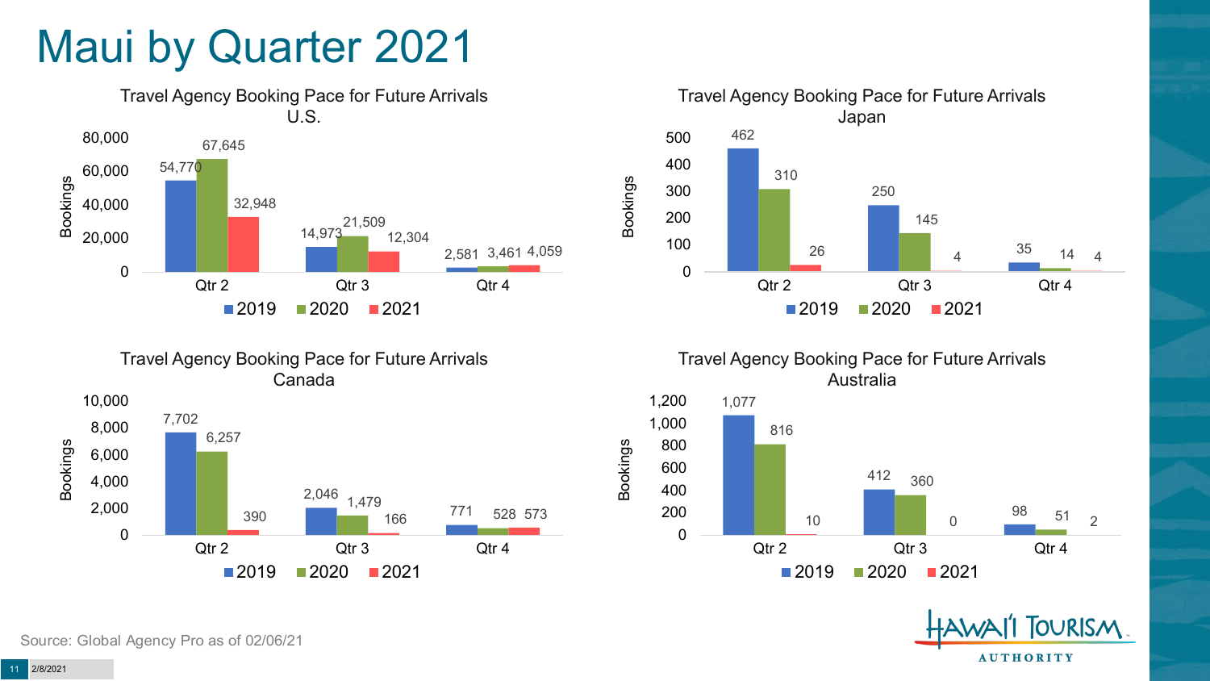# Maui by Quarter 2021

### Travel Agency Booking Pace for Future Arrivals U.S.

| Bookings | 2019 | 2020 | 2021 |
|---|---|---|---|
| Qtr 2 | 54,770 | 67,645 | 32,948 |
| Qtr 3 | 14,973 | 21,509 | 12,304 |
| Qtr 4 | 2,581 | 3,461 | 4,059 |

### Travel Agency Booking Pace for Future Arrivals Japan

| Bookings | 2019 | 2020 | 2021 |
|---|---|---|---|
| Qtr 2 | 462 | 310 | 26 |
| Qtr 3 | 250 | 145 | 4 |
| Qtr 4 | 35 | 14 | 4 |

### Travel Agency Booking Pace for Future Arrivals Canada

| Bookings | 2019 | 2020 | 2021 |
|---|---|---|---|
| Qtr 2 | 7,702 | 6,257 | 390 |
| Qtr 3 | 2,046 | 1,479 | 166 |
| Qtr 4 | 771 | 528 | 573 |

### Travel Agency Booking Pace for Future Arrivals Australia

| Bookings | 2019 | 2020 | 2021 |
|---|---|---|---|
| Qtr 2 | 1,077 | 816 | 10 |
| Qtr 3 | 412 | 360 | 0 |
| Qtr 4 | 98 | 51 | 2 |

Source: Global Agency Pro as of 02/06/21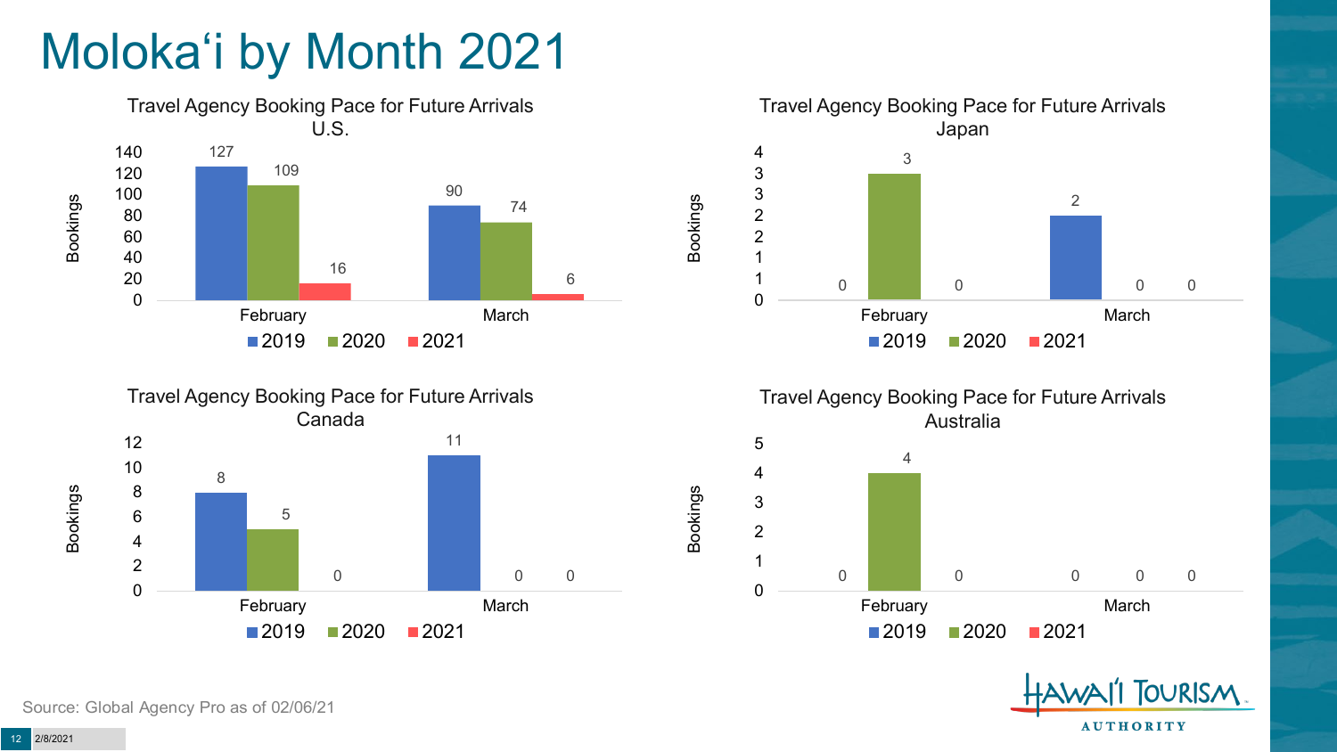# Molokaʻi by Month 2021

### Travel Agency Booking Pace for Future Arrivals U.S.

| Bookings | 2019 | 2020 | 2021 |
|---|---|---|---|
| February | 127 | 109 | 16 |
| March | 90 | 74 | 6 |

### Travel Agency Booking Pace for Future Arrivals Japan

| Bookings | 2019 | 2020 | 2021 |
|---|---|---|---|
| February | 0 | 3 | 0 |
| March | 2 | 0 | 0 |

### Travel Agency Booking Pace for Future Arrivals Canada

| Bookings | 2019 | 2020 | 2021 |
|---|---|---|---|
| February | 8 | 5 | 0 |
| March | 11 | 0 | 0 |

### Travel Agency Booking Pace for Future Arrivals Australia

| Bookings | 2019 | 2020 | 2021 |
|---|---|---|---|
| February | 0 | 4 | 0 |
| March | 0 | 0 | 0 |

Source: Global Agency Pro as of 02/06/21

2/8/2021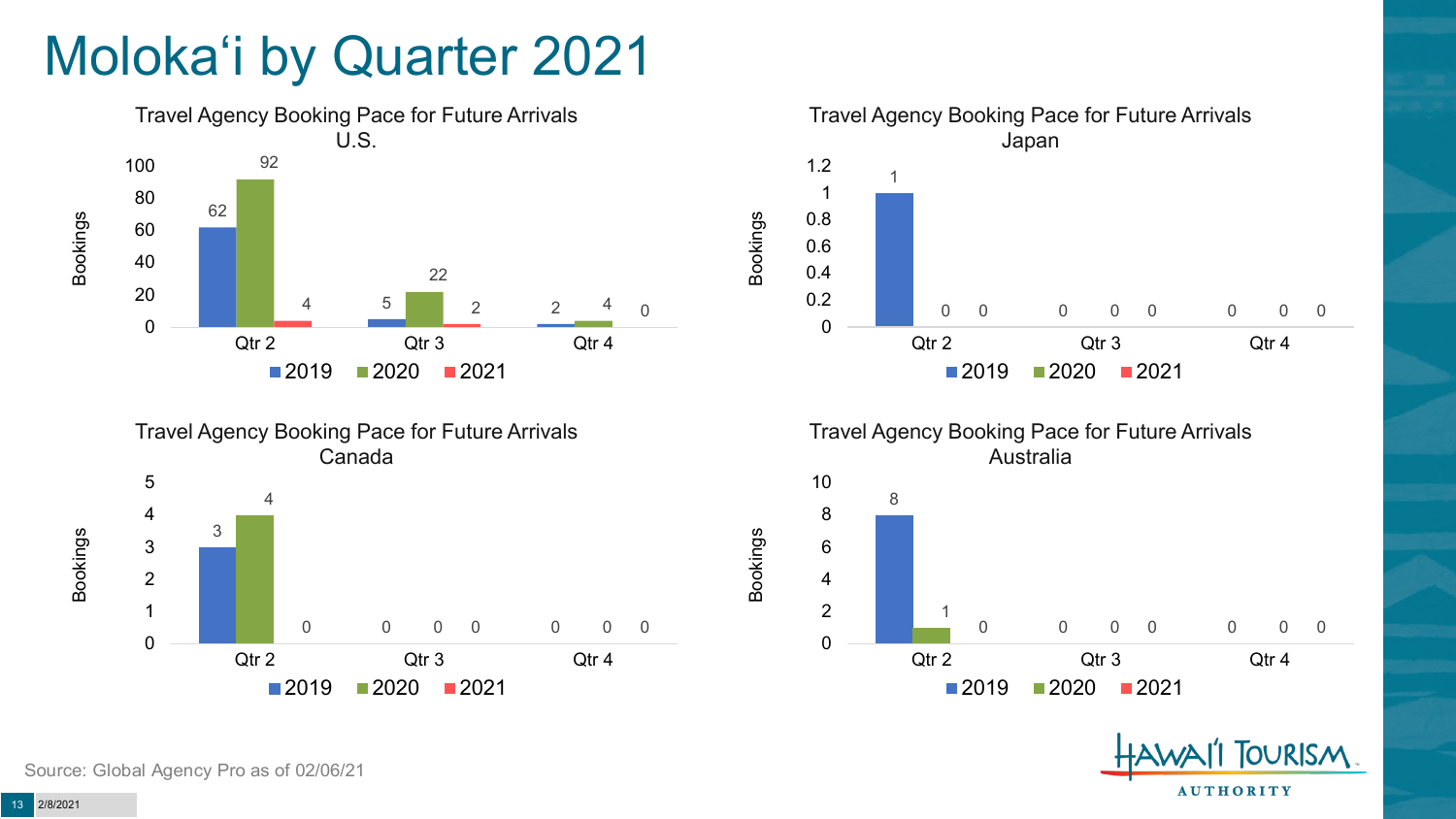# Molokaʻi by Quarter 2021

### Travel Agency Booking Pace for Future Arrivals U.S.

| Bookings | 2019 | 2020 | 2021 |
|---|---|---|---|
| Qtr 2 | 62 | 92 | 4 |
| Qtr 3 | 5 | 22 | 2 |
| Qtr 4 | 2 | 4 | 0 |

### Travel Agency Booking Pace for Future Arrivals Japan

| Bookings | 2019 | 2020 | 2021 |
|---|---|---|---|
| Qtr 2 | 1 | 0 | 0 |
| Qtr 3 | 0 | 0 | 0 |
| Qtr 4 | 0 | 0 | 0 |

### Travel Agency Booking Pace for Future Arrivals Canada

| Bookings | 2019 | 2020 | 2021 |
|---|---|---|---|
| Qtr 2 | 3 | 4 | 0 |
| Qtr 3 | 0 | 0 | 0 |
| Qtr 4 | 0 | 0 | 0 |

### Travel Agency Booking Pace for Future Arrivals Australia

| Bookings | 2019 | 2020 | 2021 |
|---|---|---|---|
| Qtr 2 | 8 | 1 | 0 |
| Qtr 3 | 0 | 0 | 0 |
| Qtr 4 | 0 | 0 | 0 |

Source: Global Agency Pro as of 02/06/21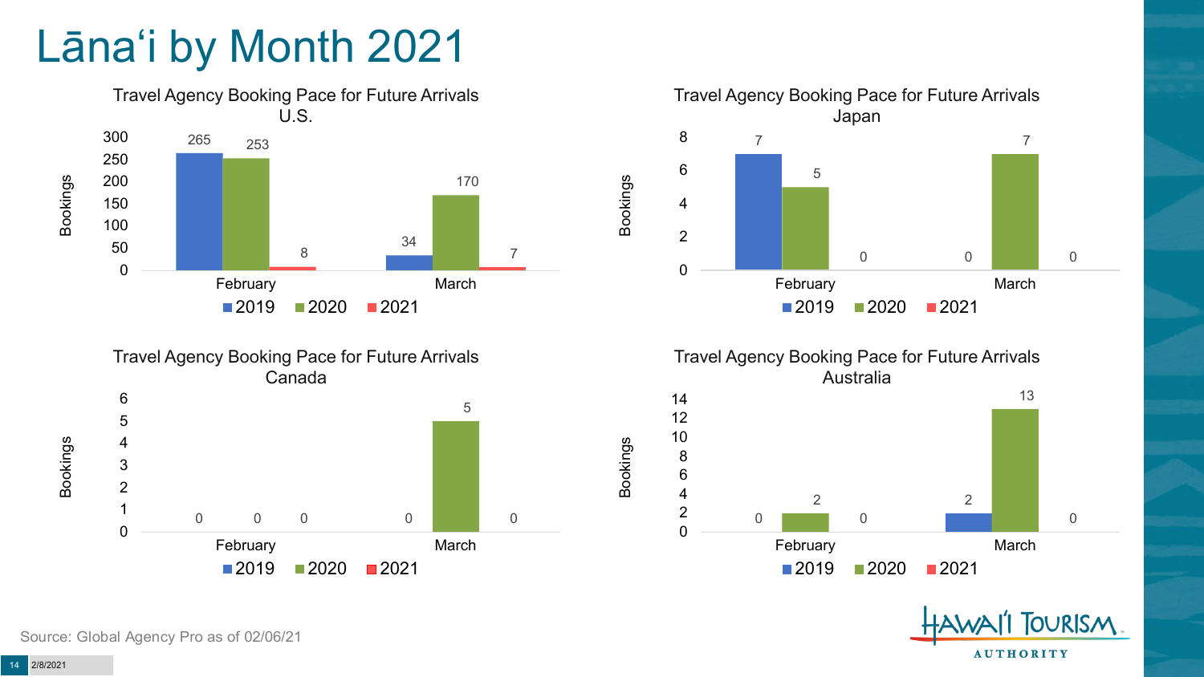# Lānaʻi by Month 2021

### Travel Agency Booking Pace for Future Arrivals U.S.

| | 2019 | 2020 | 2021 |
|---|---|---|---|
| February | 265 | 253 | 8 |
| March | 34 | 170 | 7 |

### Travel Agency Booking Pace for Future Arrivals Japan

| | 2019 | 2020 | 2021 |
|---|---|---|---|
| February | 7 | 5 | 0 |
| March | 0 | 7 | 0 |

### Travel Agency Booking Pace for Future Arrivals Canada

| | 2019 | 2020 | 2021 |
|---|---|---|---|
| February | 0 | 0 | 0 |
| March | 0 | 5 | 0 |

### Travel Agency Booking Pace for Future Arrivals Australia

| | 2019 | 2020 | 2021 |
|---|---|---|---|
| February | 0 | 2 | 0 |
| March | 2 | 13 | 0 |

Source: Global Agency Pro as of 02/06/21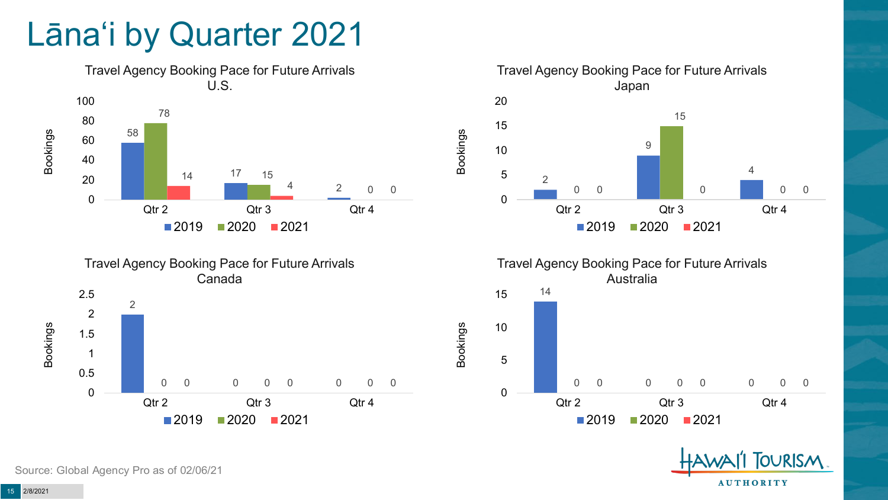# Lānaʻi by Quarter 2021

### Travel Agency Booking Pace for Future Arrivals U.S.

| | 2019 | 2020 | 2021 |
|---|---|---|---|
| Qtr 2 | 58 | 78 | 14 |
| Qtr 3 | 17 | 15 | 4 |
| Qtr 4 | 2 | 0 | 0 |

### Travel Agency Booking Pace for Future Arrivals Japan

| | 2019 | 2020 | 2021 |
|---|---|---|---|
| Qtr 2 | 2 | 0 | 0 |
| Qtr 3 | 9 | 15 | 0 |
| Qtr 4 | 4 | 0 | 0 |

### Travel Agency Booking Pace for Future Arrivals Canada

| | 2019 | 2020 | 2021 |
|---|---|---|---|
| Qtr 2 | 2 | 0 | 0 |
| Qtr 3 | 0 | 0 | 0 |
| Qtr 4 | 0 | 0 | 0 |

### Travel Agency Booking Pace for Future Arrivals Australia

| | 2019 | 2020 | 2021 |
|---|---|---|---|
| Qtr 2 | 14 | 0 | 0 |
| Qtr 3 | 0 | 0 | 0 |
| Qtr 4 | 0 | 0 | 0 |

Source: Global Agency Pro as of 02/06/21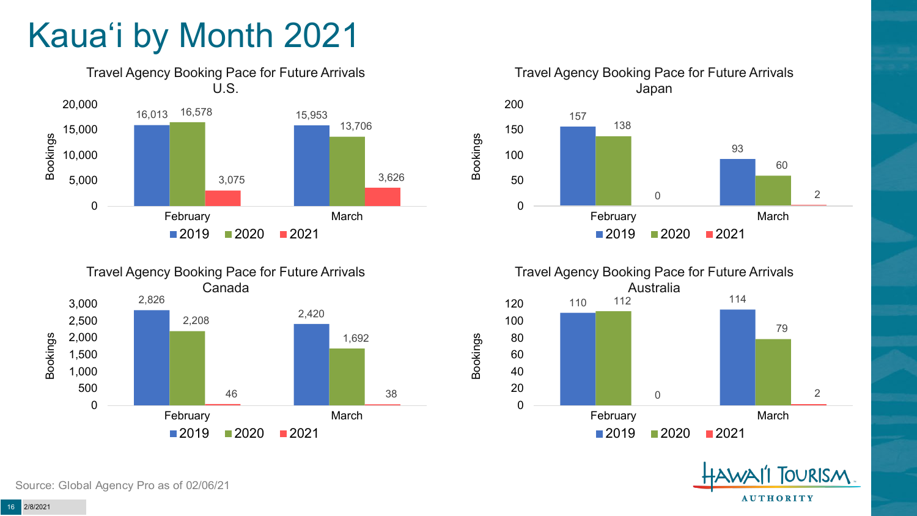# Kauaʻi by Month 2021

### Travel Agency Booking Pace for Future Arrivals U.S.

| Bookings | 2019 | 2020 | 2021 |
|---|---|---|---|
| February | 16,013 | 16,578 | 3,075 |
| March | 15,953 | 13,706 | 3,626 |

### Travel Agency Booking Pace for Future Arrivals Japan

| Bookings | 2019 | 2020 | 2021 |
|---|---|---|---|
| February | 157 | 138 | 0 |
| March | 93 | 60 | 2 |

### Travel Agency Booking Pace for Future Arrivals Canada

| Bookings | 2019 | 2020 | 2021 |
|---|---|---|---|
| February | 2,826 | 2,208 | 46 |
| March | 2,420 | 1,692 | 38 |

### Travel Agency Booking Pace for Future Arrivals Australia

| Bookings | 2019 | 2020 | 2021 |
|---|---|---|---|
| February | 110 | 112 | 0 |
| March | 114 | 79 | 2 |

Source: Global Agency Pro as of 02/06/21

HAWAIʻI TOURISM AUTHORITY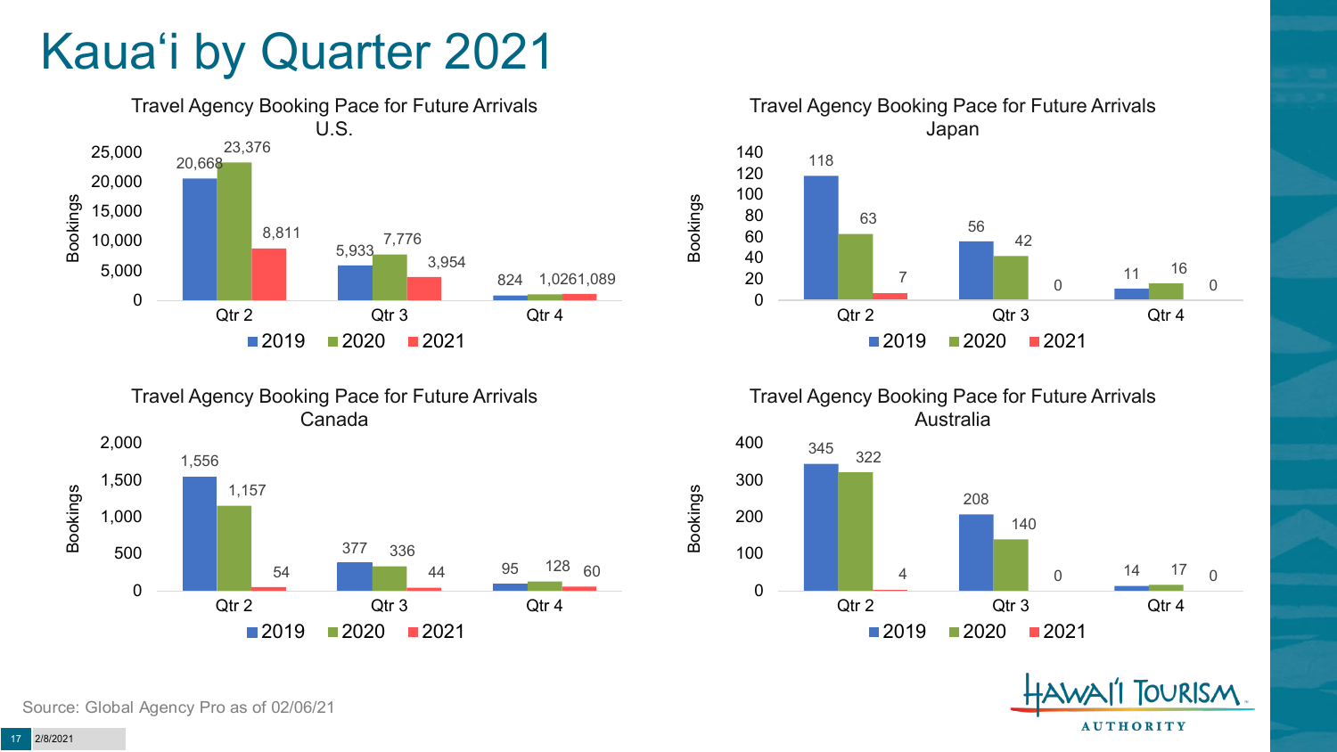# Kaua'i by Quarter 2021

**Travel Agency Booking Pace for Future Arrivals U.S.**

| Bookings | 2019 | 2020 | 2021 |
| --- | --- | --- | --- |
| Qtr 2 | 20,668 | 23,376 | 8,811 |
| Qtr 3 | 5,933 | 7,776 | 3,954 |
| Qtr 4 | 824 | 1,026 | 1,089 |

**Travel Agency Booking Pace for Future Arrivals Japan**

| Bookings | 2019 | 2020 | 2021 |
| --- | --- | --- | --- |
| Qtr 2 | 118 | 63 | 7 |
| Qtr 3 | 56 | 42 | 0 |
| Qtr 4 | 11 | 16 | 0 |

**Travel Agency Booking Pace for Future Arrivals Canada**

| Bookings | 2019 | 2020 | 2021 |
| --- | --- | --- | --- |
| Qtr 2 | 1,556 | 1,157 | 54 |
| Qtr 3 | 377 | 336 | 44 |
| Qtr 4 | 95 | 128 | 60 |

**Travel Agency Booking Pace for Future Arrivals Australia**

| Bookings | 2019 | 2020 | 2021 |
| --- | --- | --- | --- |
| Qtr 2 | 345 | 322 | 4 |
| Qtr 3 | 208 | 140 | 0 |
| Qtr 4 | 14 | 17 | 0 |

Source: Global Agency Pro as of 02/06/21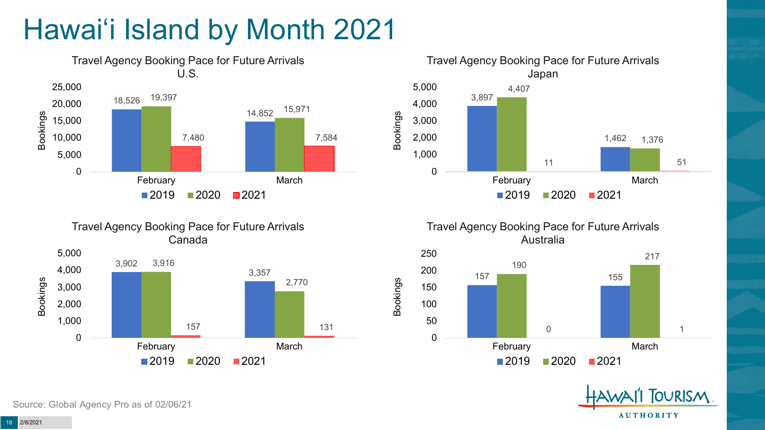# Hawai'i Island by Month 2021

### Travel Agency Booking Pace for Future Arrivals U.S.

| Month | 2019 | 2020 | 2021 |
| --- | --- | --- | --- |
| February | 18,526 | 19,397 | 7,480 |
| March | 14,852 | 15,971 | 7,584 |

### Travel Agency Booking Pace for Future Arrivals Japan

| Month | 2019 | 2020 | 2021 |
| --- | --- | --- | --- |
| February | 3,897 | 4,407 | 11 |
| March | 1,462 | 1,376 | 51 |

### Travel Agency Booking Pace for Future Arrivals Canada

| Month | 2019 | 2020 | 2021 |
| --- | --- | --- | --- |
| February | 3,902 | 3,916 | 157 |
| March | 3,357 | 2,770 | 131 |

### Travel Agency Booking Pace for Future Arrivals Australia

| Month | 2019 | 2020 | 2021 |
| --- | --- | --- | --- |
| February | 157 | 190 | 0 |
| March | 155 | 217 | 1 |

Source: Global Agency Pro as of 02/06/21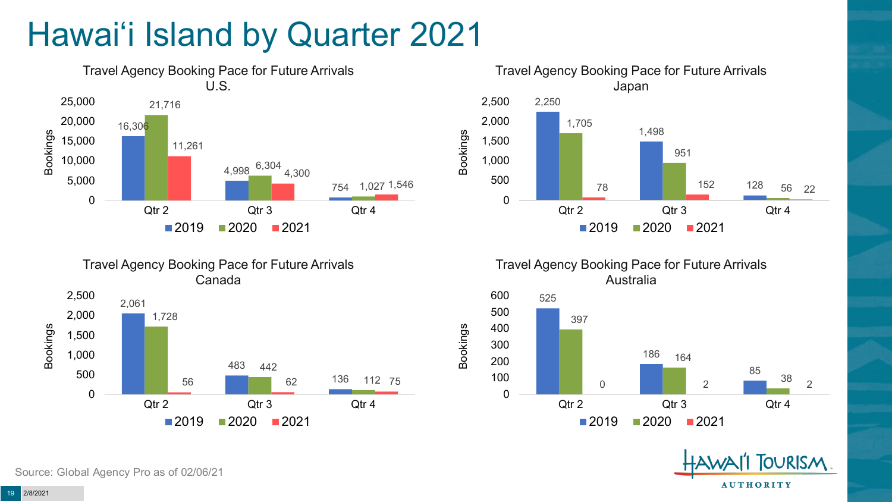# Hawai'i Island by Quarter 2021

Travel Agency Booking Pace for Future Arrivals
U.S.

Bookings

25,000
20,000
15,000
10,000
5,000
0

Qtr 2: 16,306 | 21,716 | 11,261
Qtr 3: 4,998 | 6,304 | 4,300
Qtr 4: 754 | 1,027 | 1,546

2019 2020 2021

Travel Agency Booking Pace for Future Arrivals
Japan

Bookings

2,500
2,000
1,500
1,000
500
0

Qtr 2: 2,250 | 1,705 | 78
Qtr 3: 1,498 | 951 | 152
Qtr 4: 128 | 56 | 22

2019 2020 2021

Travel Agency Booking Pace for Future Arrivals
Canada

Bookings

2,500
2,000
1,500
1,000
500
0

Qtr 2: 2,061 | 1,728 | 56
Qtr 3: 483 | 442 | 62
Qtr 4: 136 | 112 | 75

2019 2020 2021

Travel Agency Booking Pace for Future Arrivals
Australia

Bookings

600
500
400
300
200
100
0

Qtr 2: 525 | 397 | 0
Qtr 3: 186 | 164 | 2
Qtr 4: 85 | 38 | 2

2019 2020 2021

Source: Global Agency Pro as of 02/06/21